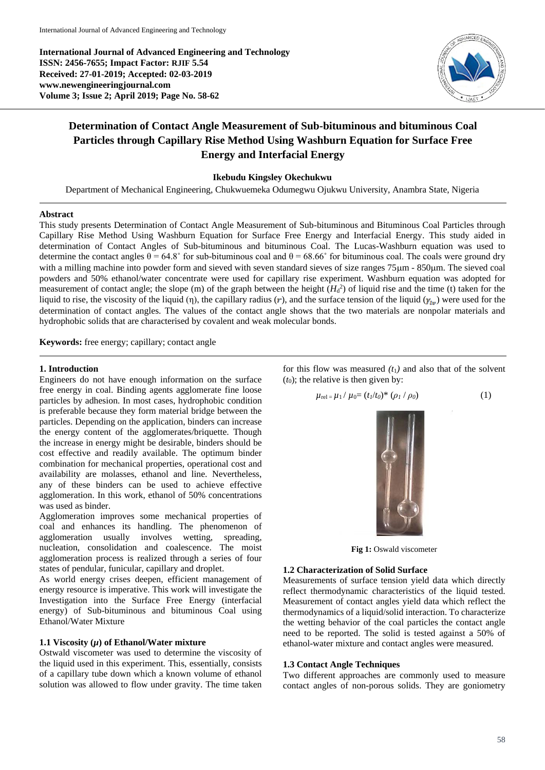**International Journal of Advanced Engineering and Technology**
**ISSN: 2456-7655; Impact Factor: RJIF 5.54**
**Received: 27-01-2019; Accepted: 02-03-2019**
**www.newengineeringjournal.com**
**Volume 3; Issue 2; April 2019; Page No. 58-62**

# Determination of Contact Angle Measurement of Sub-bituminous and bituminous Coal Particles through Capillary Rise Method Using Washburn Equation for Surface Free Energy and Interfacial Energy

**Ikebudu Kingsley Okechukwu**

Department of Mechanical Engineering, Chukwuemeka Odumegwu Ojukwu University, Anambra State, Nigeria

**Abstract**

This study presents Determination of Contact Angle Measurement of Sub-bituminous and Bituminous Coal Particles through Capillary Rise Method Using Washburn Equation for Surface Free Energy and Interfacial Energy. This study aided in determination of Contact Angles of Sub-bituminous and bituminous Coal. The Lucas-Washburn equation was used to determine the contact angles $\theta = 64.8^{\circ}$ for sub-bituminous coal and $\theta = 68.66^{\circ}$ for bituminous coal. The coals were ground dry with a milling machine into powder form and sieved with seven standard sieves of size ranges 75μm - 850μm. The sieved coal powders and 50% ethanol/water concentrate were used for capillary rise experiment. Washburn equation was adopted for measurement of contact angle; the slope (m) of the graph between the height ($H_d^2$) of liquid rise and the time (t) taken for the liquid to rise, the viscosity of the liquid (η), the capillary radius ($r$), and the surface tension of the liquid ($\gamma_{lv}$) were used for the determination of contact angles. The values of the contact angle shows that the two materials are nonpolar materials and hydrophobic solids that are characterised by covalent and weak molecular bonds.

**Keywords:** free energy; capillary; contact angle

## 1. Introduction

Engineers do not have enough information on the surface free energy in coal. Binding agents agglomerate fine loose particles by adhesion. In most cases, hydrophobic condition is preferable because they form material bridge between the particles. Depending on the application, binders can increase the energy content of the agglomerates/briquette. Though the increase in energy might be desirable, binders should be cost effective and readily available. The optimum binder combination for mechanical properties, operational cost and availability are molasses, ethanol and line. Nevertheless, any of these binders can be used to achieve effective agglomeration. In this work, ethanol of 50% concentrations was used as binder.

Agglomeration improves some mechanical properties of coal and enhances its handling. The phenomenon of agglomeration usually involves wetting, spreading, nucleation, consolidation and coalescence. The moist agglomeration process is realized through a series of four states of pendular, funicular, capillary and droplet.

As world energy crises deepen, efficient management of energy resource is imperative. This work will investigate the Investigation into the Surface Free Energy (interfacial energy) of Sub-bituminous and bituminous Coal using Ethanol/Water Mixture

### 1.1 Viscosity ($\mu$) of Ethanol/Water mixture

Ostwald viscometer was used to determine the viscosity of the liquid used in this experiment. This, essentially, consists of a capillary tube down which a known volume of ethanol solution was allowed to flow under gravity. The time taken for this flow was measured ($t_1$) and also that of the solvent ($t_0$); the relative is then given by:

$$\mu_{rel} = \mu_1 / \mu_0 = (t_1/t_0) * (\rho_1 / \rho_0) \qquad (1)$$

**Fig 1:** Oswald viscometer

### 1.2 Characterization of Solid Surface

Measurements of surface tension yield data which directly reflect thermodynamic characteristics of the liquid tested. Measurement of contact angles yield data which reflect the thermodynamics of a liquid/solid interaction. To characterize the wetting behavior of the coal particles the contact angle need to be reported. The solid is tested against a 50% of ethanol-water mixture and contact angles were measured.

### 1.3 Contact Angle Techniques

Two different approaches are commonly used to measure contact angles of non-porous solids. They are goniometry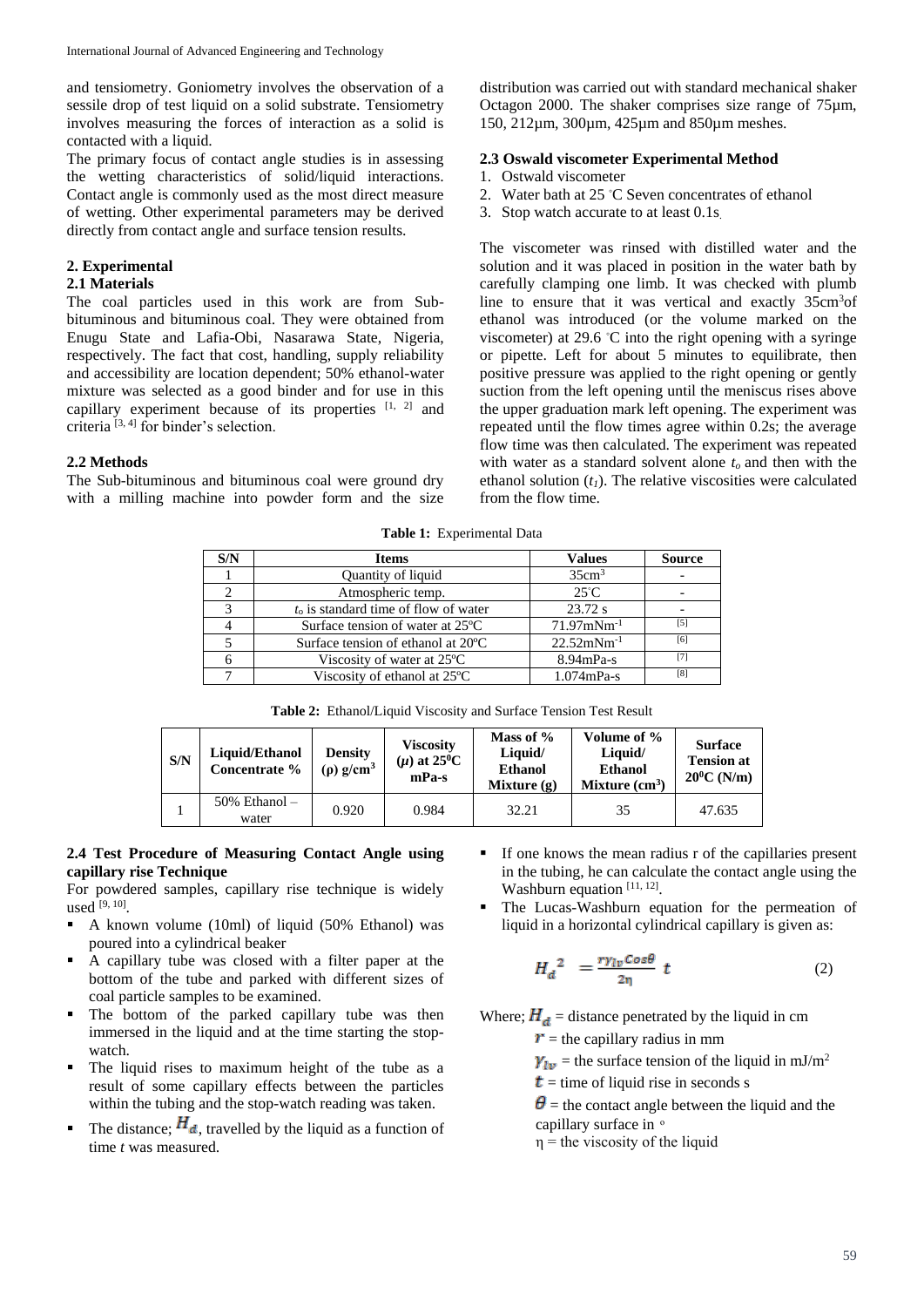and tensiometry. Goniometry involves the observation of a sessile drop of test liquid on a solid substrate. Tensiometry involves measuring the forces of interaction as a solid is contacted with a liquid.

The primary focus of contact angle studies is in assessing the wetting characteristics of solid/liquid interactions. Contact angle is commonly used as the most direct measure of wetting. Other experimental parameters may be derived directly from contact angle and surface tension results.

## 2. Experimental

### 2.1 Materials

The coal particles used in this work are from Sub-bituminous and bituminous coal. They were obtained from Enugu State and Lafia-Obi, Nasarawa State, Nigeria, respectively. The fact that cost, handling, supply reliability and accessibility are location dependent; 50% ethanol-water mixture was selected as a good binder and for use in this capillary experiment because of its properties [1, 2] and criteria [3, 4] for binder's selection.

### 2.2 Methods

The Sub-bituminous and bituminous coal were ground dry with a milling machine into powder form and the size distribution was carried out with standard mechanical shaker Octagon 2000. The shaker comprises size range of 75µm, 150, 212µm, 300µm, 425µm and 850µm meshes.

### 2.3 Oswald viscometer Experimental Method

1. Ostwald viscometer
2. Water bath at 25 °C Seven concentrates of ethanol
3. Stop watch accurate to at least 0.1s.

The viscometer was rinsed with distilled water and the solution and it was placed in position in the water bath by carefully clamping one limb. It was checked with plumb line to ensure that it was vertical and exactly 35cm³of ethanol was introduced (or the volume marked on the viscometer) at 29.6 °C into the right opening with a syringe or pipette. Left for about 5 minutes to equilibrate, then positive pressure was applied to the right opening or gently suction from the left opening until the meniscus rises above the upper graduation mark left opening. The experiment was repeated until the flow times agree within 0.2s; the average flow time was then calculated. The experiment was repeated with water as a standard solvent alone $t_o$ and then with the ethanol solution ($t_1$). The relative viscosities were calculated from the flow time.

**Table 1:** Experimental Data

| S/N | Items | Values | Source |
|---|---|---|---|
| 1 | Quantity of liquid | 35cm³ | - |
| 2 | Atmospheric temp. | 25°C | - |
| 3 | $t_o$ is standard time of flow of water | 23.72 s | - |
| 4 | Surface tension of water at 25ºC | 71.97mNm$^{-1}$ | [5] |
| 5 | Surface tension of ethanol at 20ºC | 22.52mNm$^{-1}$ | [6] |
| 6 | Viscosity of water at 25ºC | 8.94mPa-s | [7] |
| 7 | Viscosity of ethanol at 25ºC | 1.074mPa-s | [8] |

**Table 2:** Ethanol/Liquid Viscosity and Surface Tension Test Result

| S/N | Liquid/Ethanol Concentrate % | Density (ρ) g/cm³ | Viscosity ($\mu$) at 25$^0$C mPa-s | Mass of % Liquid/ Ethanol Mixture (g) | Volume of % Liquid/ Ethanol Mixture (cm³) | Surface Tension at 20$^0$C (N/m) |
|---|---|---|---|---|---|---|
| 1 | 50% Ethanol – water | 0.920 | 0.984 | 32.21 | 35 | 47.635 |

### 2.4 Test Procedure of Measuring Contact Angle using capillary rise Technique

For powdered samples, capillary rise technique is widely used [9, 10].

- A known volume (10ml) of liquid (50% Ethanol) was poured into a cylindrical beaker
- A capillary tube was closed with a filter paper at the bottom of the tube and parked with different sizes of coal particle samples to be examined.
- The bottom of the parked capillary tube was then immersed in the liquid and at the time starting the stop-watch.
- The liquid rises to maximum height of the tube as a result of some capillary effects between the particles within the tubing and the stop-watch reading was taken.
- The distance; $H_d$, travelled by the liquid as a function of time *t* was measured.
- If one knows the mean radius r of the capillaries present in the tubing, he can calculate the contact angle using the Washburn equation [11, 12].
- The Lucas-Washburn equation for the permeation of liquid in a horizontal cylindrical capillary is given as:

$$H_d^{\,2} = \frac{r\gamma_{lv}\cos\theta}{2\eta}\, t \tag{2}$$

Where; $H_d$ = distance penetrated by the liquid in cm

$r$ = the capillary radius in mm

$\gamma_{lv}$ = the surface tension of the liquid in mJ/m²

$t$ = time of liquid rise in seconds s

$\theta$ = the contact angle between the liquid and the capillary surface in °

η = the viscosity of the liquid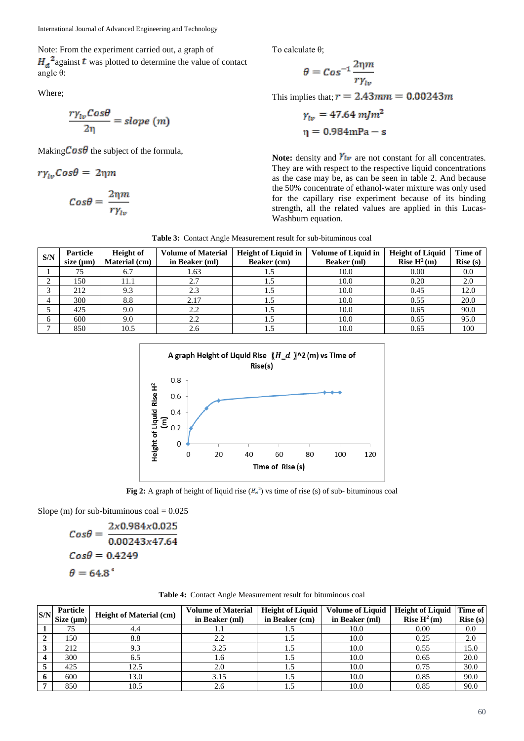Note: From the experiment carried out, a graph of $H_d^2$ against $t$ was plotted to determine the value of contact angle θ:

Where;

$$\frac{r\gamma_{lv}Cos\theta}{2\eta} = slope\ (m)$$

Making $Cos\theta$ the subject of the formula,

$$r\gamma_{lv}Cos\theta = 2\eta m$$

$$Cos\theta = \frac{2\eta m}{r\gamma_{lv}}$$

To calculate θ;

$$\theta = Cos^{-1}\frac{2\eta m}{r\gamma_{lv}}$$

This implies that; $r = 2.43mm = 0.00243m$

$$\gamma_{lv} = 47.64\ mJm^2$$

$$\eta = 0.984mPa - s$$

**Note:** density and $\gamma_{lv}$ are not constant for all concentrates. They are with respect to the respective liquid concentrations as the case may be, as can be seen in table 2. And because the 50% concentrate of ethanol-water mixture was only used for the capillary rise experiment because of its binding strength, all the related values are applied in this Lucas-Washburn equation.

**Table 3:** Contact Angle Measurement result for sub-bituminous coal

| S/N | Particle size (µm) | Height of Material (cm) | Volume of Material in Beaker (ml) | Height of Liquid in Beaker (cm) | Volume of Liquid in Beaker (ml) | Height of Liquid Rise H² (m) | Time of Rise (s) |
|---|---|---|---|---|---|---|---|
| 1 | 75 | 6.7 | 1.63 | 1.5 | 10.0 | 0.00 | 0.0 |
| 2 | 150 | 11.1 | 2.7 | 1.5 | 10.0 | 0.20 | 2.0 |
| 3 | 212 | 9.3 | 2.3 | 1.5 | 10.0 | 0.45 | 12.0 |
| 4 | 300 | 8.8 | 2.17 | 1.5 | 10.0 | 0.55 | 20.0 |
| 5 | 425 | 9.0 | 2.2 | 1.5 | 10.0 | 0.65 | 90.0 |
| 6 | 600 | 9.0 | 2.2 | 1.5 | 10.0 | 0.65 | 95.0 |
| 7 | 850 | 10.5 | 2.6 | 1.5 | 10.0 | 0.65 | 100 |

**Fig 2:** A graph of height of liquid rise ($H_d^2$) vs time of rise (s) of sub- bituminous coal

Slope (m) for sub-bituminous coal = 0.025

$$Cos\theta = \frac{2x0.984x0.025}{0.00243x47.64}$$

$$Cos\theta = 0.4249$$

$$\theta = 64.8^{\circ}$$

**Table 4:** Contact Angle Measurement result for bituminous coal

| S/N | Particle Size (µm) | Height of Material (cm) | Volume of Material in Beaker (ml) | Height of Liquid in Beaker (cm) | Volume of Liquid in Beaker (ml) | Height of Liquid Rise H² (m) | Time of Rise (s) |
|---|---|---|---|---|---|---|---|
| **1** | 75 | 4.4 | 1.1 | 1.5 | 10.0 | 0.00 | 0.0 |
| **2** | 150 | 8.8 | 2.2 | 1.5 | 10.0 | 0.25 | 2.0 |
| **3** | 212 | 9.3 | 3.25 | 1.5 | 10.0 | 0.55 | 15.0 |
| **4** | 300 | 6.5 | 1.6 | 1.5 | 10.0 | 0.65 | 20.0 |
| **5** | 425 | 12.5 | 2.0 | 1.5 | 10.0 | 0.75 | 30.0 |
| **6** | 600 | 13.0 | 3.15 | 1.5 | 10.0 | 0.85 | 90.0 |
| **7** | 850 | 10.5 | 2.6 | 1.5 | 10.0 | 0.85 | 90.0 |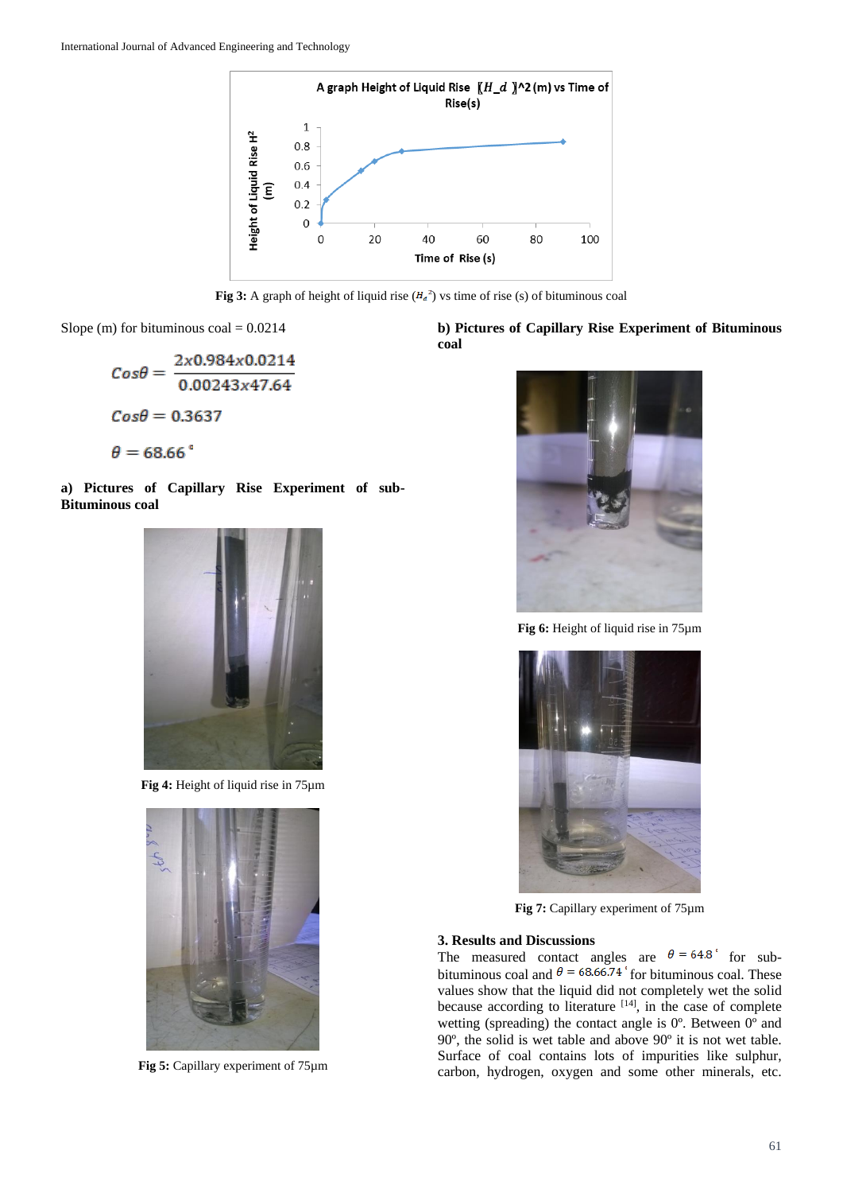Fig 3: A graph of height of liquid rise ($H_d^2$) vs time of rise (s) of bituminous coal

Slope (m) for bituminous coal = 0.0214

$$Cos\theta = \frac{2x0.984x0.0214}{0.00243x47.64}$$

$$Cos\theta = 0.3637$$

$$\theta = 68.66^{\circ}$$

**a) Pictures of Capillary Rise Experiment of sub-Bituminous coal**

**Fig 4:** Height of liquid rise in 75µm

**Fig 5:** Capillary experiment of 75µm

**b) Pictures of Capillary Rise Experiment of Bituminous coal**

**Fig 6:** Height of liquid rise in 75µm

**Fig 7:** Capillary experiment of 75µm

## 3. Results and Discussions

The measured contact angles are $\theta = 64.8^{\circ}$ for sub-bituminous coal and $\theta = 68.66.74^{\circ}$ for bituminous coal. These values show that the liquid did not completely wet the solid because according to literature [14], in the case of complete wetting (spreading) the contact angle is 0º. Between 0º and 90º, the solid is wet table and above 90º it is not wet table. Surface of coal contains lots of impurities like sulphur, carbon, hydrogen, oxygen and some other minerals, etc.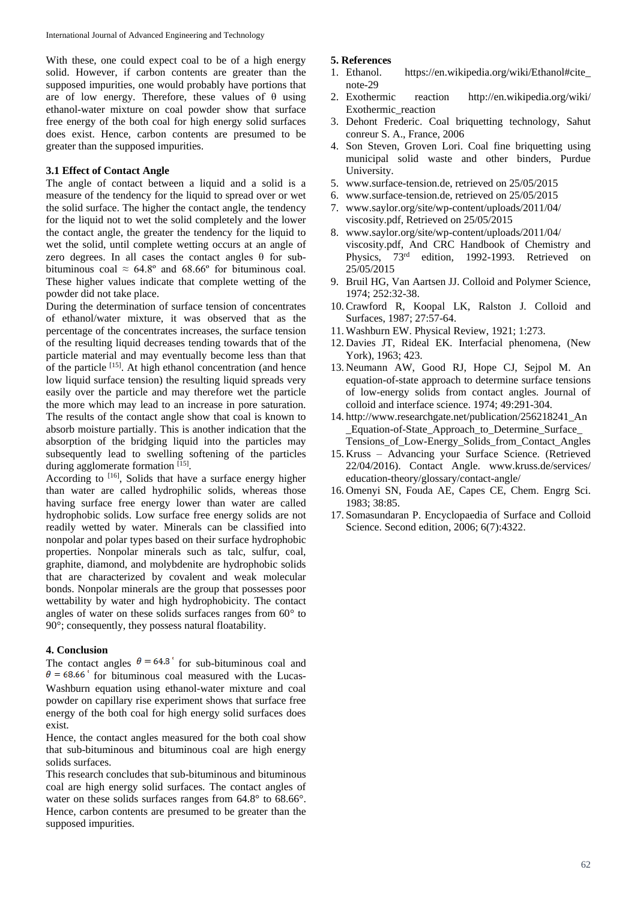With these, one could expect coal to be of a high energy solid. However, if carbon contents are greater than the supposed impurities, one would probably have portions that are of low energy. Therefore, these values of θ using ethanol-water mixture on coal powder show that surface free energy of the both coal for high energy solid surfaces does exist. Hence, carbon contents are presumed to be greater than the supposed impurities.

### 3.1 Effect of Contact Angle

The angle of contact between a liquid and a solid is a measure of the tendency for the liquid to spread over or wet the solid surface. The higher the contact angle, the tendency for the liquid not to wet the solid completely and the lower the contact angle, the greater the tendency for the liquid to wet the solid, until complete wetting occurs at an angle of zero degrees. In all cases the contact angles θ for sub-bituminous coal ≈ 64.8º and 68.66º for bituminous coal. These higher values indicate that complete wetting of the powder did not take place.

During the determination of surface tension of concentrates of ethanol/water mixture, it was observed that as the percentage of the concentrates increases, the surface tension of the resulting liquid decreases tending towards that of the particle material and may eventually become less than that of the particle [15]. At high ethanol concentration (and hence low liquid surface tension) the resulting liquid spreads very easily over the particle and may therefore wet the particle the more which may lead to an increase in pore saturation. The results of the contact angle show that coal is known to absorb moisture partially. This is another indication that the absorption of the bridging liquid into the particles may subsequently lead to swelling softening of the particles during agglomerate formation [15].

According to [16], Solids that have a surface energy higher than water are called hydrophilic solids, whereas those having surface free energy lower than water are called hydrophobic solids. Low surface free energy solids are not readily wetted by water. Minerals can be classified into nonpolar and polar types based on their surface hydrophobic properties. Nonpolar minerals such as talc, sulfur, coal, graphite, diamond, and molybdenite are hydrophobic solids that are characterized by covalent and weak molecular bonds. Nonpolar minerals are the group that possesses poor wettability by water and high hydrophobicity. The contact angles of water on these solids surfaces ranges from 60° to 90°; consequently, they possess natural floatability.

## 4. Conclusion

The contact angles $\theta = 64.8^{\circ}$ for sub-bituminous coal and $\theta = 68.66^{\circ}$ for bituminous coal measured with the Lucas-Washburn equation using ethanol-water mixture and coal powder on capillary rise experiment shows that surface free energy of the both coal for high energy solid surfaces does exist.

Hence, the contact angles measured for the both coal show that sub-bituminous and bituminous coal are high energy solids surfaces.

This research concludes that sub-bituminous and bituminous coal are high energy solid surfaces. The contact angles of water on these solids surfaces ranges from 64.8° to 68.66°. Hence, carbon contents are presumed to be greater than the supposed impurities.

## 5. References

1. Ethanol. https://en.wikipedia.org/wiki/Ethanol#cite_note-29
2. Exothermic reaction http://en.wikipedia.org/wiki/Exothermic_reaction
3. Dehont Frederic. Coal briquetting technology, Sahut conreur S. A., France, 2006
4. Son Steven, Groven Lori. Coal fine briquetting using municipal solid waste and other binders, Purdue University.
5. www.surface-tension.de, retrieved on 25/05/2015
6. www.surface-tension.de, retrieved on 25/05/2015
7. www.saylor.org/site/wp-content/uploads/2011/04/viscosity.pdf, Retrieved on 25/05/2015
8. www.saylor.org/site/wp-content/uploads/2011/04/viscosity.pdf, And CRC Handbook of Chemistry and Physics, 73rd edition, 1992-1993. Retrieved on 25/05/2015
9. Bruil HG, Van Aartsen JJ. Colloid and Polymer Science, 1974; 252:32-38.
10. Crawford R, Koopal LK, Ralston J. Colloid and Surfaces, 1987; 27:57-64.
11. Washburn EW. Physical Review, 1921; 1:273.
12. Davies JT, Rideal EK. Interfacial phenomena, (New York), 1963; 423.
13. Neumann AW, Good RJ, Hope CJ, Sejpol M. An equation-of-state approach to determine surface tensions of low-energy solids from contact angles. Journal of colloid and interface science. 1974; 49:291-304.
14. http://www.researchgate.net/publication/256218241_An_Equation-of-State_Approach_to_Determine_Surface_Tensions_of_Low-Energy_Solids_from_Contact_Angles
15. Kruss – Advancing your Surface Science. (Retrieved 22/04/2016). Contact Angle. www.kruss.de/services/education-theory/glossary/contact-angle/
16. Omenyi SN, Fouda AE, Capes CE, Chem. Engrg Sci. 1983; 38:85.
17. Somasundaran P. Encyclopaedia of Surface and Colloid Science. Second edition, 2006; 6(7):4322.